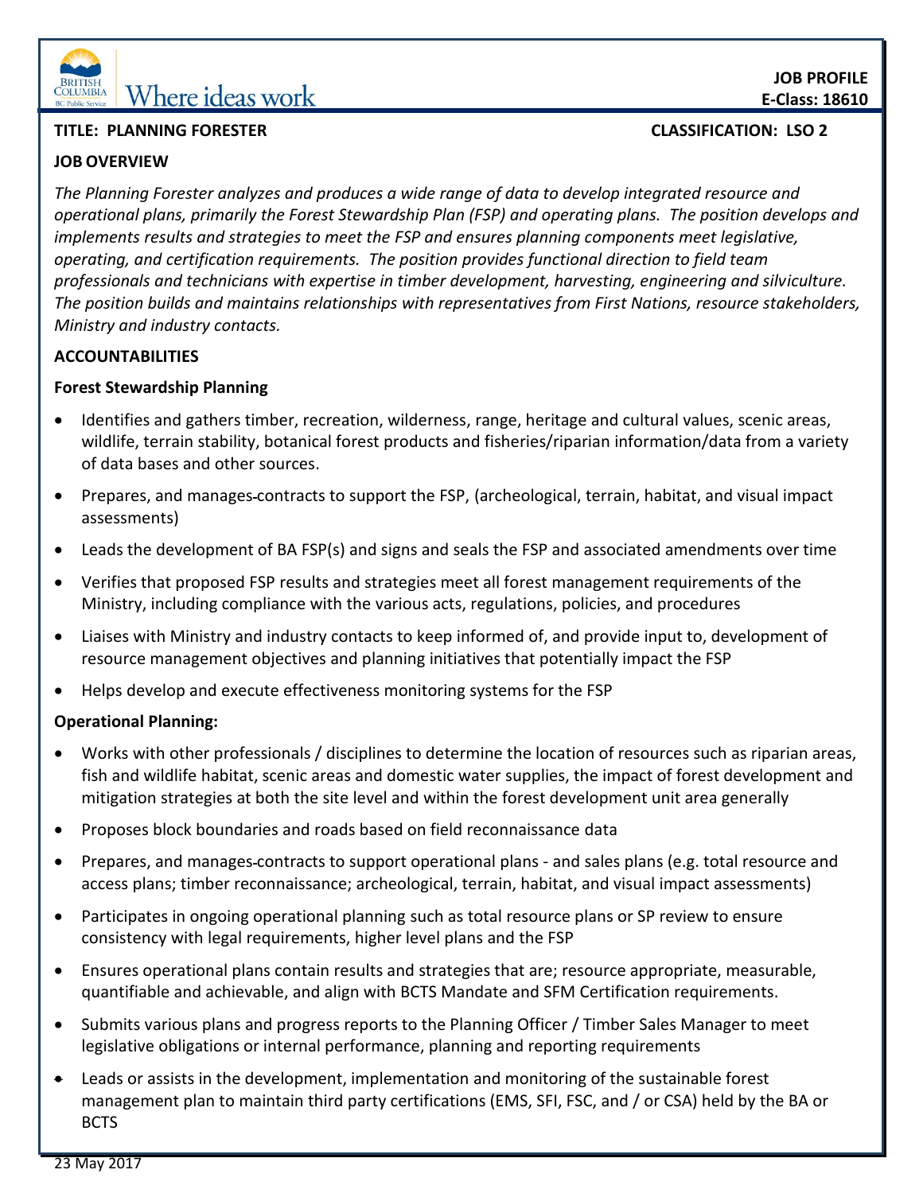JOB PROFILE
E-Class: 18610

**TITLE: PLANNING FORESTER** **CLASSIFICATION: LSO 2**

## JOB OVERVIEW

*The Planning Forester analyzes and produces a wide range of data to develop integrated resource and operational plans, primarily the Forest Stewardship Plan (FSP) and operating plans. The position develops and implements results and strategies to meet the FSP and ensures planning components meet legislative, operating, and certification requirements. The position provides functional direction to field team professionals and technicians with expertise in timber development, harvesting, engineering and silviculture. The position builds and maintains relationships with representatives from First Nations, resource stakeholders, Ministry and industry contacts.*

## ACCOUNTABILITIES

### Forest Stewardship Planning

- Identifies and gathers timber, recreation, wilderness, range, heritage and cultural values, scenic areas, wildlife, terrain stability, botanical forest products and fisheries/riparian information/data from a variety of data bases and other sources.
- Prepares, and manages contracts to support the FSP, (archeological, terrain, habitat, and visual impact assessments)
- Leads the development of BA FSP(s) and signs and seals the FSP and associated amendments over time
- Verifies that proposed FSP results and strategies meet all forest management requirements of the Ministry, including compliance with the various acts, regulations, policies, and procedures
- Liaises with Ministry and industry contacts to keep informed of, and provide input to, development of resource management objectives and planning initiatives that potentially impact the FSP
- Helps develop and execute effectiveness monitoring systems for the FSP

### Operational Planning:

- Works with other professionals / disciplines to determine the location of resources such as riparian areas, fish and wildlife habitat, scenic areas and domestic water supplies, the impact of forest development and mitigation strategies at both the site level and within the forest development unit area generally
- Proposes block boundaries and roads based on field reconnaissance data
- Prepares, and manages contracts to support operational plans - and sales plans (e.g. total resource and access plans; timber reconnaissance; archeological, terrain, habitat, and visual impact assessments)
- Participates in ongoing operational planning such as total resource plans or SP review to ensure consistency with legal requirements, higher level plans and the FSP
- Ensures operational plans contain results and strategies that are; resource appropriate, measurable, quantifiable and achievable, and align with BCTS Mandate and SFM Certification requirements.
- Submits various plans and progress reports to the Planning Officer / Timber Sales Manager to meet legislative obligations or internal performance, planning and reporting requirements
- Leads or assists in the development, implementation and monitoring of the sustainable forest management plan to maintain third party certifications (EMS, SFI, FSC, and / or CSA) held by the BA or BCTS

23 May 2017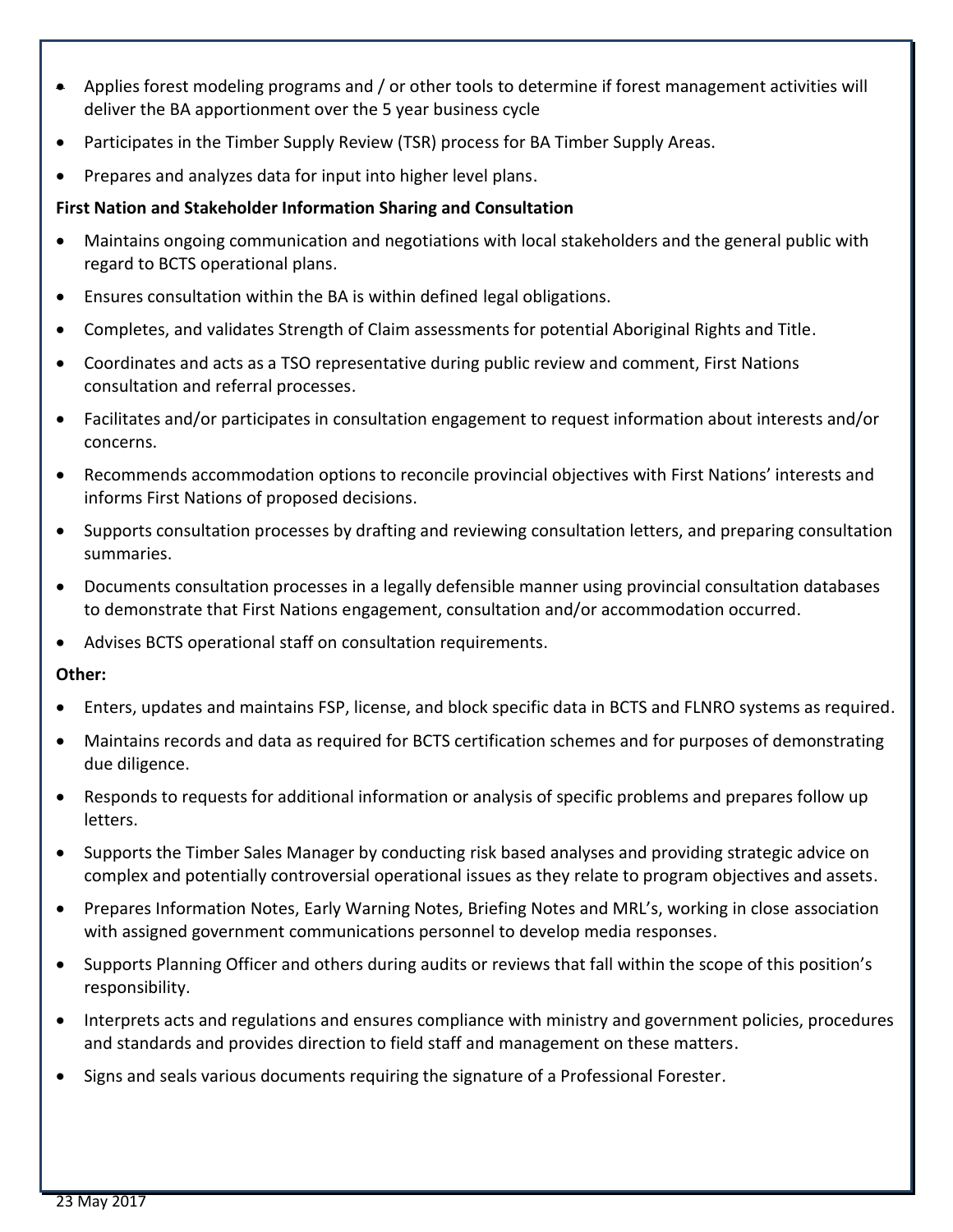- Applies forest modeling programs and / or other tools to determine if forest management activities will deliver the BA apportionment over the 5 year business cycle
- Participates in the Timber Supply Review (TSR) process for BA Timber Supply Areas.
- Prepares and analyzes data for input into higher level plans.

**First Nation and Stakeholder Information Sharing and Consultation**

- Maintains ongoing communication and negotiations with local stakeholders and the general public with regard to BCTS operational plans.
- Ensures consultation within the BA is within defined legal obligations.
- Completes, and validates Strength of Claim assessments for potential Aboriginal Rights and Title.
- Coordinates and acts as a TSO representative during public review and comment, First Nations consultation and referral processes.
- Facilitates and/or participates in consultation engagement to request information about interests and/or concerns.
- Recommends accommodation options to reconcile provincial objectives with First Nations' interests and informs First Nations of proposed decisions.
- Supports consultation processes by drafting and reviewing consultation letters, and preparing consultation summaries.
- Documents consultation processes in a legally defensible manner using provincial consultation databases to demonstrate that First Nations engagement, consultation and/or accommodation occurred.
- Advises BCTS operational staff on consultation requirements.

**Other:**

- Enters, updates and maintains FSP, license, and block specific data in BCTS and FLNRO systems as required.
- Maintains records and data as required for BCTS certification schemes and for purposes of demonstrating due diligence.
- Responds to requests for additional information or analysis of specific problems and prepares follow up letters.
- Supports the Timber Sales Manager by conducting risk based analyses and providing strategic advice on complex and potentially controversial operational issues as they relate to program objectives and assets.
- Prepares Information Notes, Early Warning Notes, Briefing Notes and MRL's, working in close association with assigned government communications personnel to develop media responses.
- Supports Planning Officer and others during audits or reviews that fall within the scope of this position's responsibility.
- Interprets acts and regulations and ensures compliance with ministry and government policies, procedures and standards and provides direction to field staff and management on these matters.
- Signs and seals various documents requiring the signature of a Professional Forester.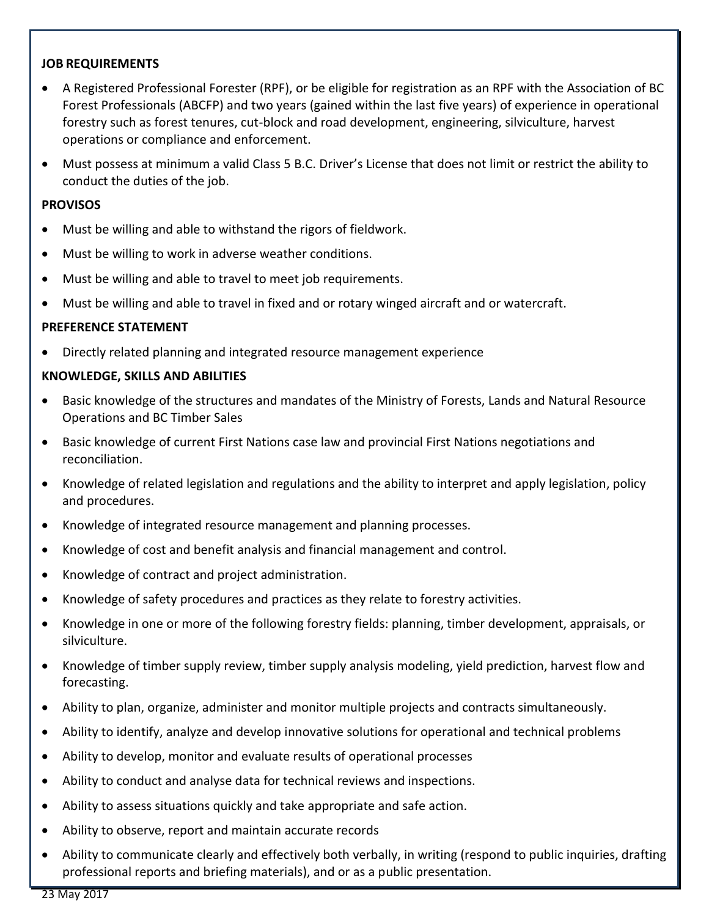**JOB REQUIREMENTS**

- A Registered Professional Forester (RPF), or be eligible for registration as an RPF with the Association of BC Forest Professionals (ABCFP) and two years (gained within the last five years) of experience in operational forestry such as forest tenures, cut-block and road development, engineering, silviculture, harvest operations or compliance and enforcement.
- Must possess at minimum a valid Class 5 B.C. Driver's License that does not limit or restrict the ability to conduct the duties of the job.

**PROVISOS**

- Must be willing and able to withstand the rigors of fieldwork.
- Must be willing to work in adverse weather conditions.
- Must be willing and able to travel to meet job requirements.
- Must be willing and able to travel in fixed and or rotary winged aircraft and or watercraft.

**PREFERENCE STATEMENT**

- Directly related planning and integrated resource management experience

**KNOWLEDGE, SKILLS AND ABILITIES**

- Basic knowledge of the structures and mandates of the Ministry of Forests, Lands and Natural Resource Operations and BC Timber Sales
- Basic knowledge of current First Nations case law and provincial First Nations negotiations and reconciliation.
- Knowledge of related legislation and regulations and the ability to interpret and apply legislation, policy and procedures.
- Knowledge of integrated resource management and planning processes.
- Knowledge of cost and benefit analysis and financial management and control.
- Knowledge of contract and project administration.
- Knowledge of safety procedures and practices as they relate to forestry activities.
- Knowledge in one or more of the following forestry fields: planning, timber development, appraisals, or silviculture.
- Knowledge of timber supply review, timber supply analysis modeling, yield prediction, harvest flow and forecasting.
- Ability to plan, organize, administer and monitor multiple projects and contracts simultaneously.
- Ability to identify, analyze and develop innovative solutions for operational and technical problems
- Ability to develop, monitor and evaluate results of operational processes
- Ability to conduct and analyse data for technical reviews and inspections.
- Ability to assess situations quickly and take appropriate and safe action.
- Ability to observe, report and maintain accurate records
- Ability to communicate clearly and effectively both verbally, in writing (respond to public inquiries, drafting professional reports and briefing materials), and or as a public presentation.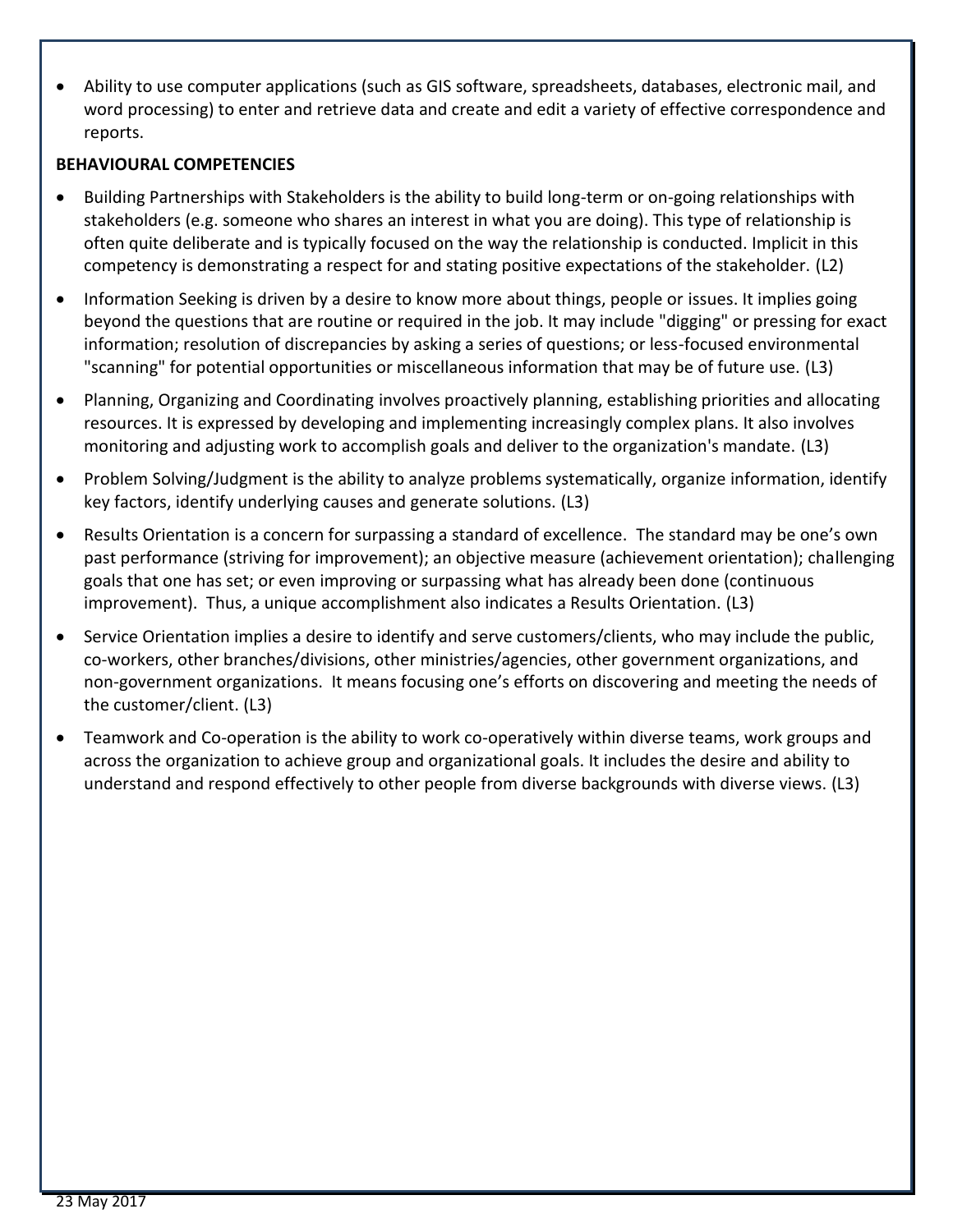- Ability to use computer applications (such as GIS software, spreadsheets, databases, electronic mail, and word processing) to enter and retrieve data and create and edit a variety of effective correspondence and reports.

**BEHAVIOURAL COMPETENCIES**

- Building Partnerships with Stakeholders is the ability to build long-term or on-going relationships with stakeholders (e.g. someone who shares an interest in what you are doing). This type of relationship is often quite deliberate and is typically focused on the way the relationship is conducted. Implicit in this competency is demonstrating a respect for and stating positive expectations of the stakeholder. (L2)
- Information Seeking is driven by a desire to know more about things, people or issues. It implies going beyond the questions that are routine or required in the job. It may include "digging" or pressing for exact information; resolution of discrepancies by asking a series of questions; or less-focused environmental "scanning" for potential opportunities or miscellaneous information that may be of future use. (L3)
- Planning, Organizing and Coordinating involves proactively planning, establishing priorities and allocating resources. It is expressed by developing and implementing increasingly complex plans. It also involves monitoring and adjusting work to accomplish goals and deliver to the organization's mandate. (L3)
- Problem Solving/Judgment is the ability to analyze problems systematically, organize information, identify key factors, identify underlying causes and generate solutions. (L3)
- Results Orientation is a concern for surpassing a standard of excellence. The standard may be one's own past performance (striving for improvement); an objective measure (achievement orientation); challenging goals that one has set; or even improving or surpassing what has already been done (continuous improvement). Thus, a unique accomplishment also indicates a Results Orientation. (L3)
- Service Orientation implies a desire to identify and serve customers/clients, who may include the public, co-workers, other branches/divisions, other ministries/agencies, other government organizations, and non-government organizations. It means focusing one's efforts on discovering and meeting the needs of the customer/client. (L3)
- Teamwork and Co-operation is the ability to work co-operatively within diverse teams, work groups and across the organization to achieve group and organizational goals. It includes the desire and ability to understand and respond effectively to other people from diverse backgrounds with diverse views. (L3)